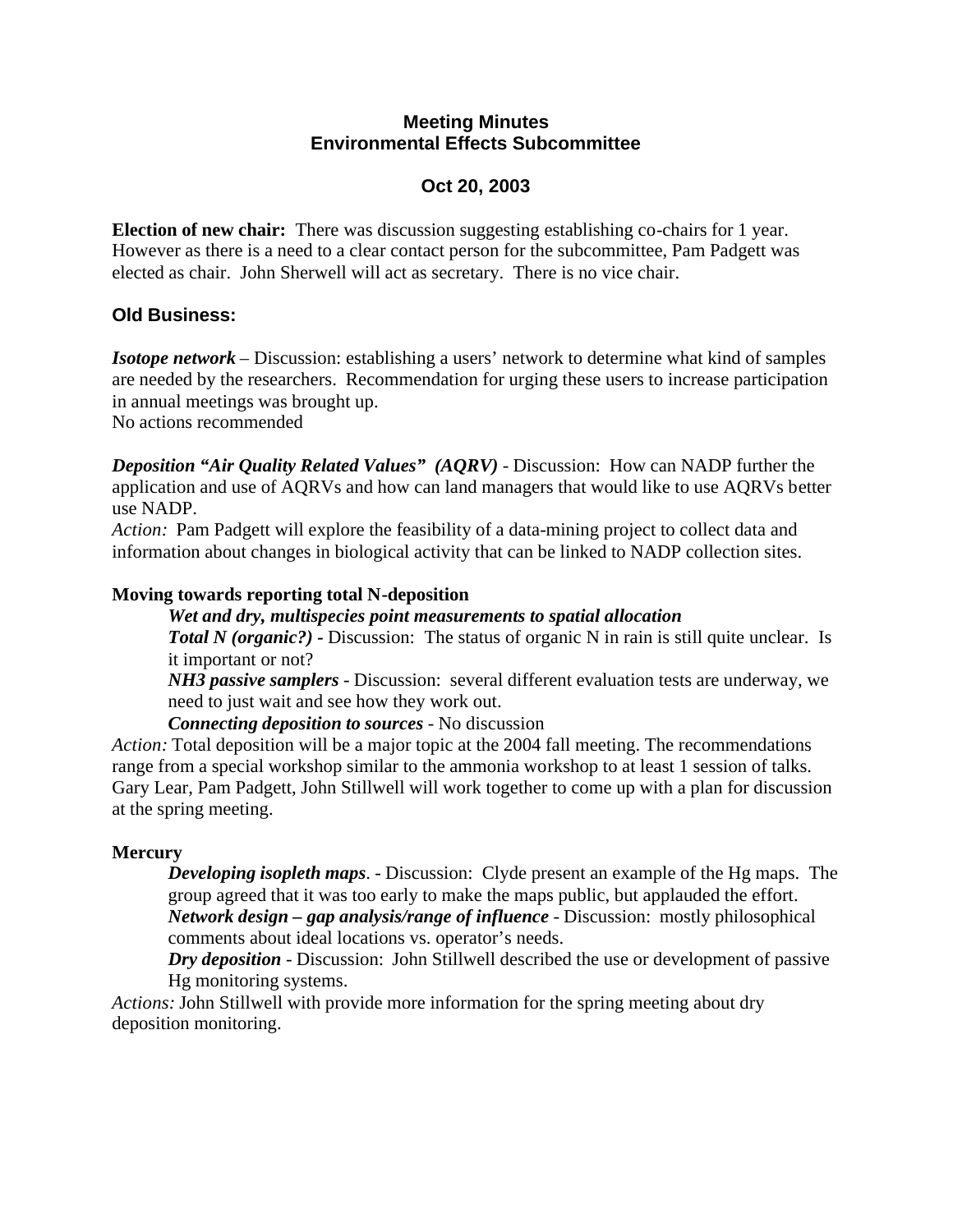# Meeting Minutes
# Environmental Effects Subcommittee

## Oct 20, 2003

**Election of new chair:** There was discussion suggesting establishing co-chairs for 1 year. However as there is a need to a clear contact person for the subcommittee, Pam Padgett was elected as chair. John Sherwell will act as secretary. There is no vice chair.

## Old Business:

***Isotope network*** – Discussion: establishing a users' network to determine what kind of samples are needed by the researchers. Recommendation for urging these users to increase participation in annual meetings was brought up.
No actions recommended

***Deposition "Air Quality Related Values" (AQRV)*** - Discussion: How can NADP further the application and use of AQRVs and how can land managers that would like to use AQRVs better use NADP.
*Action:* Pam Padgett will explore the feasibility of a data-mining project to collect data and information about changes in biological activity that can be linked to NADP collection sites.

**Moving towards reporting total N-deposition**

***Wet and dry, multispecies point measurements to spatial allocation***

***Total N (organic?)*** - Discussion: The status of organic N in rain is still quite unclear. Is it important or not?

***NH3 passive samplers*** - Discussion: several different evaluation tests are underway, we need to just wait and see how they work out.

***Connecting deposition to sources*** - No discussion

*Action:* Total deposition will be a major topic at the 2004 fall meeting. The recommendations range from a special workshop similar to the ammonia workshop to at least 1 session of talks. Gary Lear, Pam Padgett, John Stillwell will work together to come up with a plan for discussion at the spring meeting.

**Mercury**

***Developing isopleth maps***. - Discussion: Clyde present an example of the Hg maps. The group agreed that it was too early to make the maps public, but applauded the effort.

***Network design – gap analysis/range of influence*** - Discussion: mostly philosophical comments about ideal locations vs. operator's needs.

***Dry deposition*** - Discussion: John Stillwell described the use or development of passive Hg monitoring systems.

*Actions:* John Stillwell with provide more information for the spring meeting about dry deposition monitoring.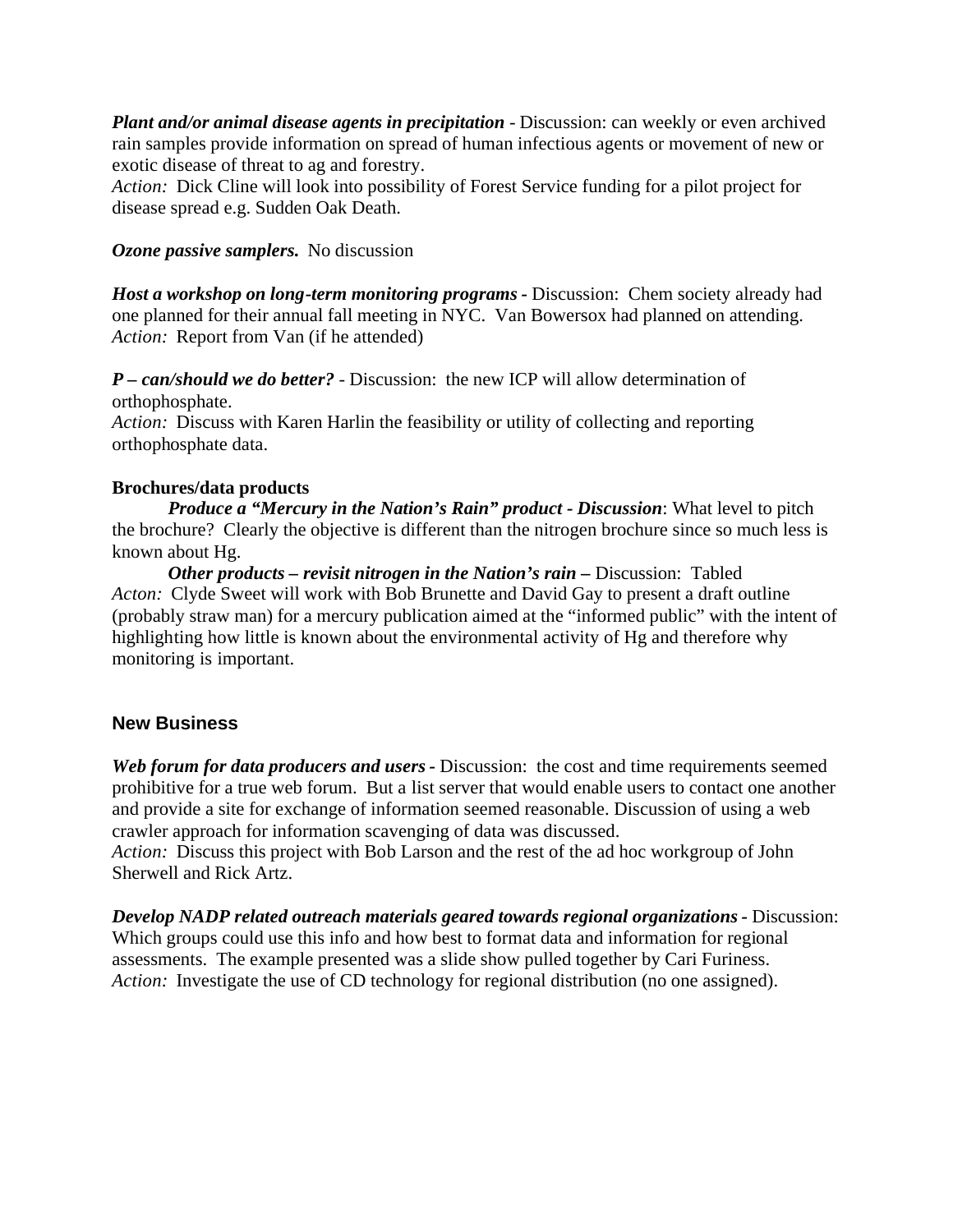***Plant and/or animal disease agents in precipitation*** - Discussion: can weekly or even archived rain samples provide information on spread of human infectious agents or movement of new or exotic disease of threat to ag and forestry.
*Action:* Dick Cline will look into possibility of Forest Service funding for a pilot project for disease spread e.g. Sudden Oak Death.

***Ozone passive samplers.*** No discussion

***Host a workshop on long-term monitoring programs*** **-** Discussion: Chem society already had one planned for their annual fall meeting in NYC. Van Bowersox had planned on attending.
*Action:* Report from Van (if he attended)

***P – can/should we do better?*** - Discussion: the new ICP will allow determination of orthophosphate.
*Action:* Discuss with Karen Harlin the feasibility or utility of collecting and reporting orthophosphate data.

**Brochures/data products**

***Produce a "Mercury in the Nation's Rain" product - Discussion***: What level to pitch the brochure? Clearly the objective is different than the nitrogen brochure since so much less is known about Hg.

***Other products – revisit nitrogen in the Nation's rain –*** Discussion: Tabled
*Acton:* Clyde Sweet will work with Bob Brunette and David Gay to present a draft outline (probably straw man) for a mercury publication aimed at the "informed public" with the intent of highlighting how little is known about the environmental activity of Hg and therefore why monitoring is important.

## New Business

***Web forum for data producers and users*** **-** Discussion: the cost and time requirements seemed prohibitive for a true web forum. But a list server that would enable users to contact one another and provide a site for exchange of information seemed reasonable. Discussion of using a web crawler approach for information scavenging of data was discussed.
*Action:* Discuss this project with Bob Larson and the rest of the ad hoc workgroup of John Sherwell and Rick Artz.

***Develop NADP related outreach materials geared towards regional organizations*** **-** Discussion: Which groups could use this info and how best to format data and information for regional assessments. The example presented was a slide show pulled together by Cari Furiness.
*Action:* Investigate the use of CD technology for regional distribution (no one assigned).